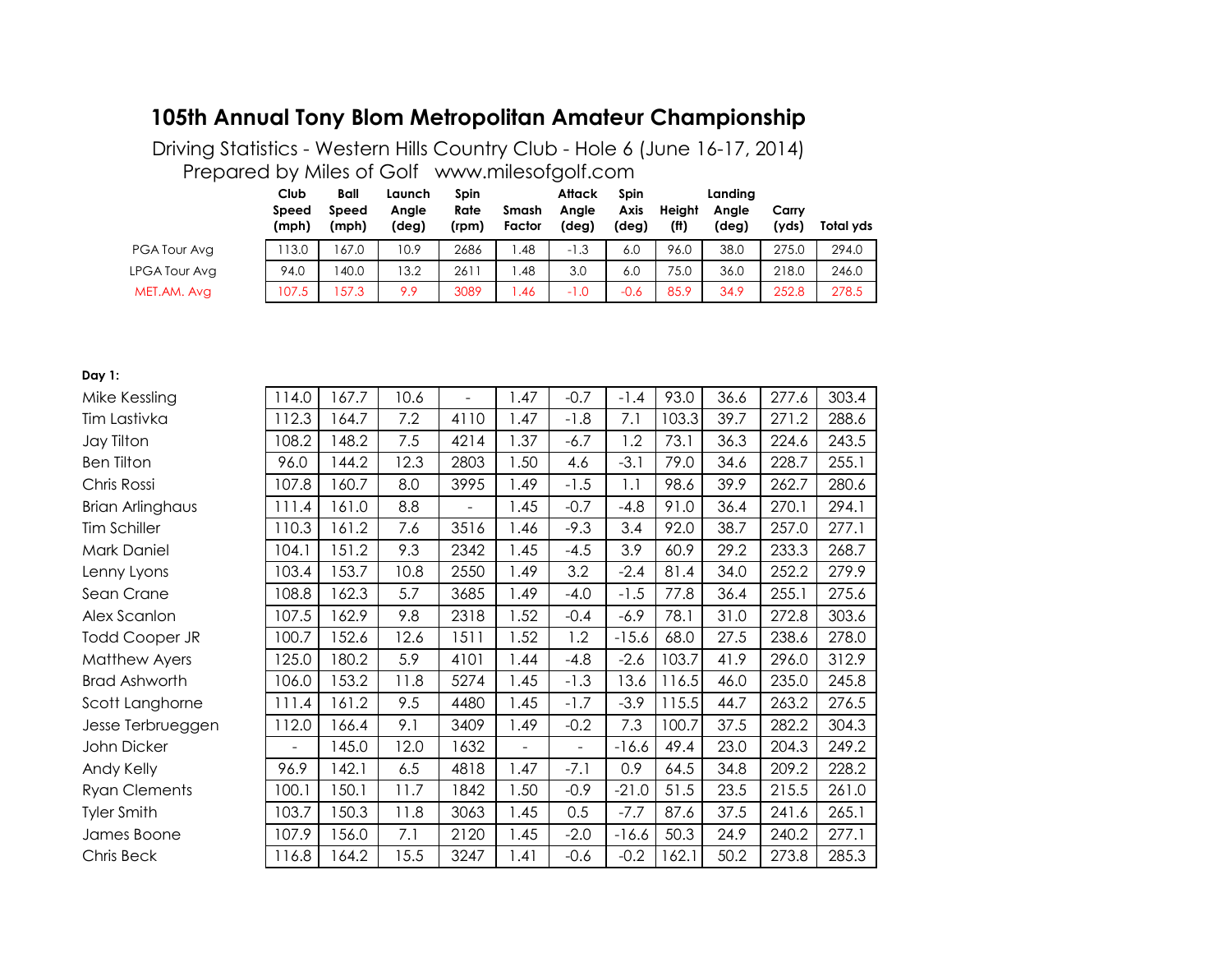# 105th Annual Tony Blom Metropolitan Amateur Championship

Driving Statistics - Western Hills Country Club - Hole 6 (June 16-17, 2014)

Prepared by Miles of Golf www.milesofgolf.com

| | Club Speed (mph) | Ball Speed (mph) | Launch Angle (deg) | Spin Rate (rpm) | Smash Factor | Attack Angle (deg) | Spin Axis (deg) | Height (ft) | Landing Angle (deg) | Carry (yds) | Total yds |
|---|---|---|---|---|---|---|---|---|---|---|---|
| PGA Tour Avg | 113.0 | 167.0 | 10.9 | 2686 | 1.48 | -1.3 | 6.0 | 96.0 | 38.0 | 275.0 | 294.0 |
| LPGA Tour Avg | 94.0 | 140.0 | 13.2 | 2611 | 1.48 | 3.0 | 6.0 | 75.0 | 36.0 | 218.0 | 246.0 |
| MET.AM. Avg | 107.5 | 157.3 | 9.9 | 3089 | 1.46 | -1.0 | -0.6 | 85.9 | 34.9 | 252.8 | 278.5 |

**Day 1:**

| | Club Speed (mph) | Ball Speed (mph) | Launch Angle (deg) | Spin Rate (rpm) | Smash Factor | Attack Angle (deg) | Spin Axis (deg) | Height (ft) | Landing Angle (deg) | Carry (yds) | Total yds |
|---|---|---|---|---|---|---|---|---|---|---|---|
| Mike Kessling | 114.0 | 167.7 | 10.6 | - | 1.47 | -0.7 | -1.4 | 93.0 | 36.6 | 277.6 | 303.4 |
| Tim Lastivka | 112.3 | 164.7 | 7.2 | 4110 | 1.47 | -1.8 | 7.1 | 103.3 | 39.7 | 271.2 | 288.6 |
| Jay Tilton | 108.2 | 148.2 | 7.5 | 4214 | 1.37 | -6.7 | 1.2 | 73.1 | 36.3 | 224.6 | 243.5 |
| Ben Tilton | 96.0 | 144.2 | 12.3 | 2803 | 1.50 | 4.6 | -3.1 | 79.0 | 34.6 | 228.7 | 255.1 |
| Chris Rossi | 107.8 | 160.7 | 8.0 | 3995 | 1.49 | -1.5 | 1.1 | 98.6 | 39.9 | 262.7 | 280.6 |
| Brian Arlinghaus | 111.4 | 161.0 | 8.8 | - | 1.45 | -0.7 | -4.8 | 91.0 | 36.4 | 270.1 | 294.1 |
| Tim Schiller | 110.3 | 161.2 | 7.6 | 3516 | 1.46 | -9.3 | 3.4 | 92.0 | 38.7 | 257.0 | 277.1 |
| Mark Daniel | 104.1 | 151.2 | 9.3 | 2342 | 1.45 | -4.5 | 3.9 | 60.9 | 29.2 | 233.3 | 268.7 |
| Lenny Lyons | 103.4 | 153.7 | 10.8 | 2550 | 1.49 | 3.2 | -2.4 | 81.4 | 34.0 | 252.2 | 279.9 |
| Sean Crane | 108.8 | 162.3 | 5.7 | 3685 | 1.49 | -4.0 | -1.5 | 77.8 | 36.4 | 255.1 | 275.6 |
| Alex Scanlon | 107.5 | 162.9 | 9.8 | 2318 | 1.52 | -0.4 | -6.9 | 78.1 | 31.0 | 272.8 | 303.6 |
| Todd Cooper JR | 100.7 | 152.6 | 12.6 | 1511 | 1.52 | 1.2 | -15.6 | 68.0 | 27.5 | 238.6 | 278.0 |
| Matthew Ayers | 125.0 | 180.2 | 5.9 | 4101 | 1.44 | -4.8 | -2.6 | 103.7 | 41.9 | 296.0 | 312.9 |
| Brad Ashworth | 106.0 | 153.2 | 11.8 | 5274 | 1.45 | -1.3 | 13.6 | 116.5 | 46.0 | 235.0 | 245.8 |
| Scott Langhorne | 111.4 | 161.2 | 9.5 | 4480 | 1.45 | -1.7 | -3.9 | 115.5 | 44.7 | 263.2 | 276.5 |
| Jesse Terbrueggen | 112.0 | 166.4 | 9.1 | 3409 | 1.49 | -0.2 | 7.3 | 100.7 | 37.5 | 282.2 | 304.3 |
| John Dicker | - | 145.0 | 12.0 | 1632 | - | - | -16.6 | 49.4 | 23.0 | 204.3 | 249.2 |
| Andy Kelly | 96.9 | 142.1 | 6.5 | 4818 | 1.47 | -7.1 | 0.9 | 64.5 | 34.8 | 209.2 | 228.2 |
| Ryan Clements | 100.1 | 150.1 | 11.7 | 1842 | 1.50 | -0.9 | -21.0 | 51.5 | 23.5 | 215.5 | 261.0 |
| Tyler Smith | 103.7 | 150.3 | 11.8 | 3063 | 1.45 | 0.5 | -7.7 | 87.6 | 37.5 | 241.6 | 265.1 |
| James Boone | 107.9 | 156.0 | 7.1 | 2120 | 1.45 | -2.0 | -16.6 | 50.3 | 24.9 | 240.2 | 277.1 |
| Chris Beck | 116.8 | 164.2 | 15.5 | 3247 | 1.41 | -0.6 | -0.2 | 162.1 | 50.2 | 273.8 | 285.3 |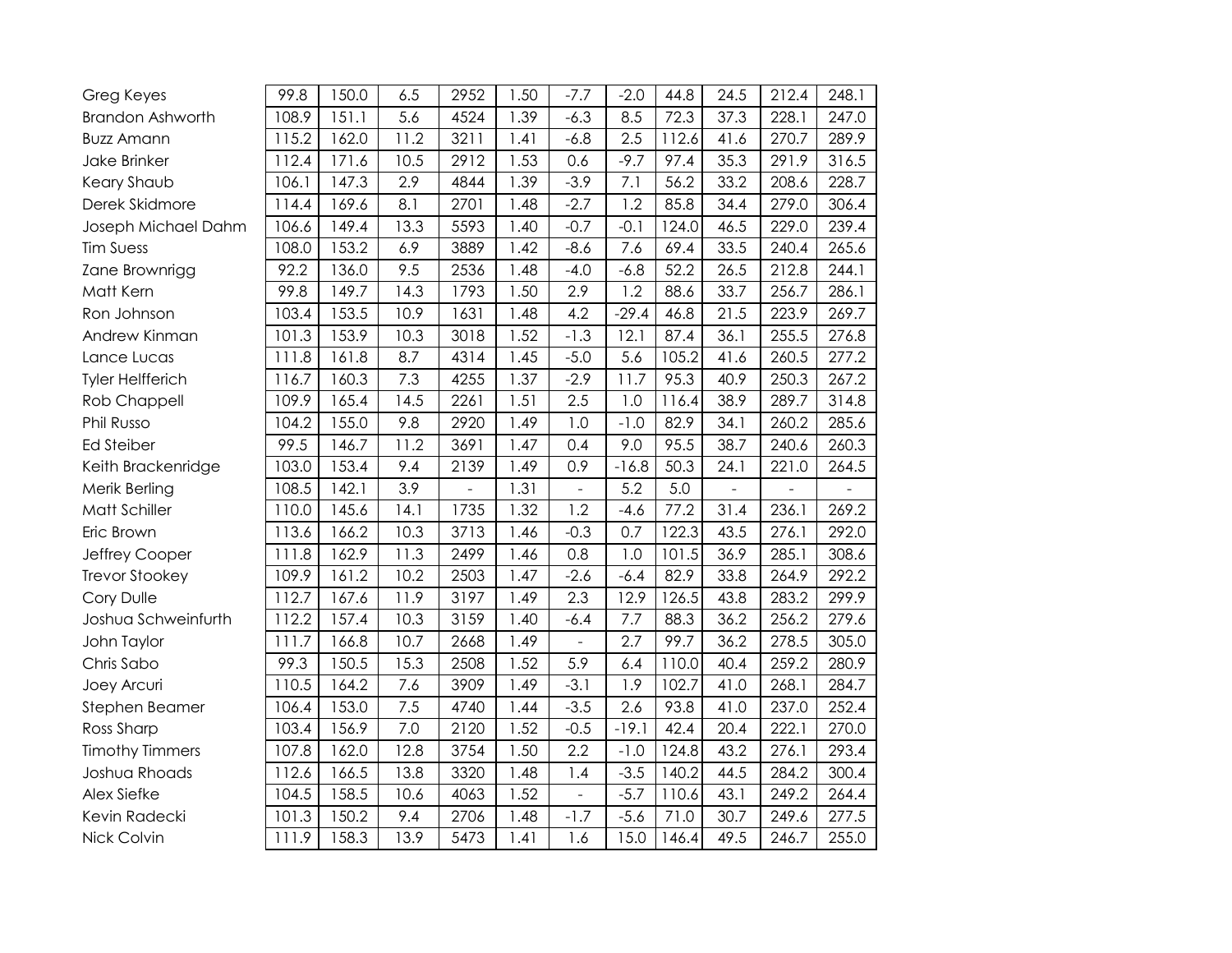| | | | | | | | | | | | |
|---|---|---|---|---|---|---|---|---|---|---|---|
| Greg Keyes | 99.8 | 150.0 | 6.5 | 2952 | 1.50 | -7.7 | -2.0 | 44.8 | 24.5 | 212.4 | 248.1 |
| Brandon Ashworth | 108.9 | 151.1 | 5.6 | 4524 | 1.39 | -6.3 | 8.5 | 72.3 | 37.3 | 228.1 | 247.0 |
| Buzz Amann | 115.2 | 162.0 | 11.2 | 3211 | 1.41 | -6.8 | 2.5 | 112.6 | 41.6 | 270.7 | 289.9 |
| Jake Brinker | 112.4 | 171.6 | 10.5 | 2912 | 1.53 | 0.6 | -9.7 | 97.4 | 35.3 | 291.9 | 316.5 |
| Keary Shaub | 106.1 | 147.3 | 2.9 | 4844 | 1.39 | -3.9 | 7.1 | 56.2 | 33.2 | 208.6 | 228.7 |
| Derek Skidmore | 114.4 | 169.6 | 8.1 | 2701 | 1.48 | -2.7 | 1.2 | 85.8 | 34.4 | 279.0 | 306.4 |
| Joseph Michael Dahm | 106.6 | 149.4 | 13.3 | 5593 | 1.40 | -0.7 | -0.1 | 124.0 | 46.5 | 229.0 | 239.4 |
| Tim Suess | 108.0 | 153.2 | 6.9 | 3889 | 1.42 | -8.6 | 7.6 | 69.4 | 33.5 | 240.4 | 265.6 |
| Zane Brownrigg | 92.2 | 136.0 | 9.5 | 2536 | 1.48 | -4.0 | -6.8 | 52.2 | 26.5 | 212.8 | 244.1 |
| Matt Kern | 99.8 | 149.7 | 14.3 | 1793 | 1.50 | 2.9 | 1.2 | 88.6 | 33.7 | 256.7 | 286.1 |
| Ron Johnson | 103.4 | 153.5 | 10.9 | 1631 | 1.48 | 4.2 | -29.4 | 46.8 | 21.5 | 223.9 | 269.7 |
| Andrew Kinman | 101.3 | 153.9 | 10.3 | 3018 | 1.52 | -1.3 | 12.1 | 87.4 | 36.1 | 255.5 | 276.8 |
| Lance Lucas | 111.8 | 161.8 | 8.7 | 4314 | 1.45 | -5.0 | 5.6 | 105.2 | 41.6 | 260.5 | 277.2 |
| Tyler Helfferich | 116.7 | 160.3 | 7.3 | 4255 | 1.37 | -2.9 | 11.7 | 95.3 | 40.9 | 250.3 | 267.2 |
| Rob Chappell | 109.9 | 165.4 | 14.5 | 2261 | 1.51 | 2.5 | 1.0 | 116.4 | 38.9 | 289.7 | 314.8 |
| Phil Russo | 104.2 | 155.0 | 9.8 | 2920 | 1.49 | 1.0 | -1.0 | 82.9 | 34.1 | 260.2 | 285.6 |
| Ed Steiber | 99.5 | 146.7 | 11.2 | 3691 | 1.47 | 0.4 | 9.0 | 95.5 | 38.7 | 240.6 | 260.3 |
| Keith Brackenridge | 103.0 | 153.4 | 9.4 | 2139 | 1.49 | 0.9 | -16.8 | 50.3 | 24.1 | 221.0 | 264.5 |
| Merik Berling | 108.5 | 142.1 | 3.9 | - | 1.31 | - | 5.2 | 5.0 | - | - | - |
| Matt Schiller | 110.0 | 145.6 | 14.1 | 1735 | 1.32 | 1.2 | -4.6 | 77.2 | 31.4 | 236.1 | 269.2 |
| Eric Brown | 113.6 | 166.2 | 10.3 | 3713 | 1.46 | -0.3 | 0.7 | 122.3 | 43.5 | 276.1 | 292.0 |
| Jeffrey Cooper | 111.8 | 162.9 | 11.3 | 2499 | 1.46 | 0.8 | 1.0 | 101.5 | 36.9 | 285.1 | 308.6 |
| Trevor Stookey | 109.9 | 161.2 | 10.2 | 2503 | 1.47 | -2.6 | -6.4 | 82.9 | 33.8 | 264.9 | 292.2 |
| Cory Dulle | 112.7 | 167.6 | 11.9 | 3197 | 1.49 | 2.3 | 12.9 | 126.5 | 43.8 | 283.2 | 299.9 |
| Joshua Schweinfurth | 112.2 | 157.4 | 10.3 | 3159 | 1.40 | -6.4 | 7.7 | 88.3 | 36.2 | 256.2 | 279.6 |
| John Taylor | 111.7 | 166.8 | 10.7 | 2668 | 1.49 | - | 2.7 | 99.7 | 36.2 | 278.5 | 305.0 |
| Chris Sabo | 99.3 | 150.5 | 15.3 | 2508 | 1.52 | 5.9 | 6.4 | 110.0 | 40.4 | 259.2 | 280.9 |
| Joey Arcuri | 110.5 | 164.2 | 7.6 | 3909 | 1.49 | -3.1 | 1.9 | 102.7 | 41.0 | 268.1 | 284.7 |
| Stephen Beamer | 106.4 | 153.0 | 7.5 | 4740 | 1.44 | -3.5 | 2.6 | 93.8 | 41.0 | 237.0 | 252.4 |
| Ross Sharp | 103.4 | 156.9 | 7.0 | 2120 | 1.52 | -0.5 | -19.1 | 42.4 | 20.4 | 222.1 | 270.0 |
| Timothy Timmers | 107.8 | 162.0 | 12.8 | 3754 | 1.50 | 2.2 | -1.0 | 124.8 | 43.2 | 276.1 | 293.4 |
| Joshua Rhoads | 112.6 | 166.5 | 13.8 | 3320 | 1.48 | 1.4 | -3.5 | 140.2 | 44.5 | 284.2 | 300.4 |
| Alex Siefke | 104.5 | 158.5 | 10.6 | 4063 | 1.52 | - | -5.7 | 110.6 | 43.1 | 249.2 | 264.4 |
| Kevin Radecki | 101.3 | 150.2 | 9.4 | 2706 | 1.48 | -1.7 | -5.6 | 71.0 | 30.7 | 249.6 | 277.5 |
| Nick Colvin | 111.9 | 158.3 | 13.9 | 5473 | 1.41 | 1.6 | 15.0 | 146.4 | 49.5 | 246.7 | 255.0 |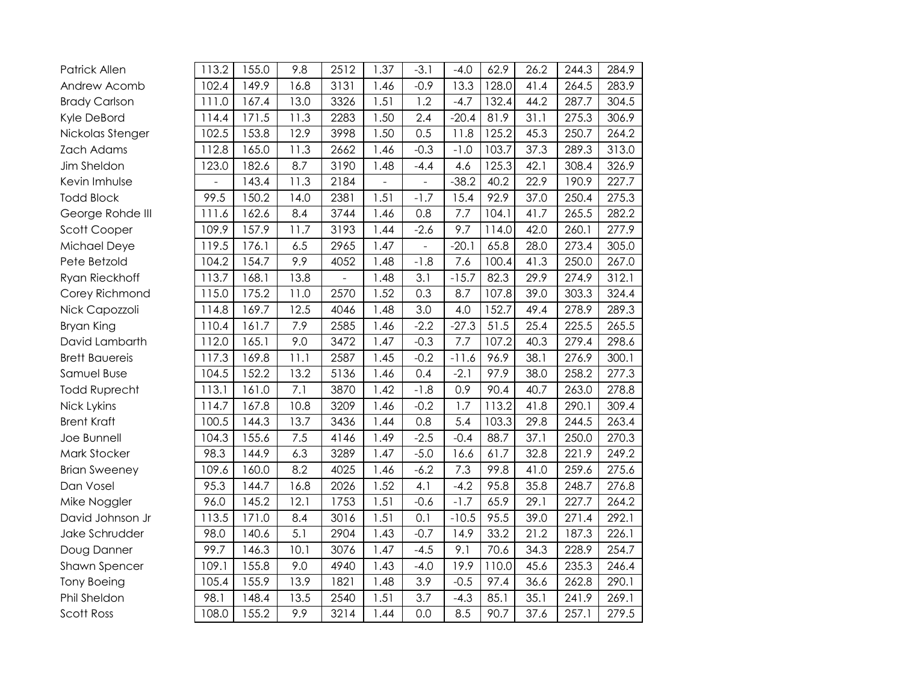| | | | | | | | | | | | |
|---|---|---|---|---|---|---|---|---|---|---|---|
| Patrick Allen | 113.2 | 155.0 | 9.8 | 2512 | 1.37 | -3.1 | -4.0 | 62.9 | 26.2 | 244.3 | 284.9 |
| Andrew Acomb | 102.4 | 149.9 | 16.8 | 3131 | 1.46 | -0.9 | 13.3 | 128.0 | 41.4 | 264.5 | 283.9 |
| Brady Carlson | 111.0 | 167.4 | 13.0 | 3326 | 1.51 | 1.2 | -4.7 | 132.4 | 44.2 | 287.7 | 304.5 |
| Kyle DeBord | 114.4 | 171.5 | 11.3 | 2283 | 1.50 | 2.4 | -20.4 | 81.9 | 31.1 | 275.3 | 306.9 |
| Nickolas Stenger | 102.5 | 153.8 | 12.9 | 3998 | 1.50 | 0.5 | 11.8 | 125.2 | 45.3 | 250.7 | 264.2 |
| Zach Adams | 112.8 | 165.0 | 11.3 | 2662 | 1.46 | -0.3 | -1.0 | 103.7 | 37.3 | 289.3 | 313.0 |
| Jim Sheldon | 123.0 | 182.6 | 8.7 | 3190 | 1.48 | -4.4 | 4.6 | 125.3 | 42.1 | 308.4 | 326.9 |
| Kevin Imhulse | - | 143.4 | 11.3 | 2184 | - | - | -38.2 | 40.2 | 22.9 | 190.9 | 227.7 |
| Todd Block | 99.5 | 150.2 | 14.0 | 2381 | 1.51 | -1.7 | 15.4 | 92.9 | 37.0 | 250.4 | 275.3 |
| George Rohde III | 111.6 | 162.6 | 8.4 | 3744 | 1.46 | 0.8 | 7.7 | 104.1 | 41.7 | 265.5 | 282.2 |
| Scott Cooper | 109.9 | 157.9 | 11.7 | 3193 | 1.44 | -2.6 | 9.7 | 114.0 | 42.0 | 260.1 | 277.9 |
| Michael Deye | 119.5 | 176.1 | 6.5 | 2965 | 1.47 | - | -20.1 | 65.8 | 28.0 | 273.4 | 305.0 |
| Pete Betzold | 104.2 | 154.7 | 9.9 | 4052 | 1.48 | -1.8 | 7.6 | 100.4 | 41.3 | 250.0 | 267.0 |
| Ryan Rieckhoff | 113.7 | 168.1 | 13.8 | - | 1.48 | 3.1 | -15.7 | 82.3 | 29.9 | 274.9 | 312.1 |
| Corey Richmond | 115.0 | 175.2 | 11.0 | 2570 | 1.52 | 0.3 | 8.7 | 107.8 | 39.0 | 303.3 | 324.4 |
| Nick Capozzoli | 114.8 | 169.7 | 12.5 | 4046 | 1.48 | 3.0 | 4.0 | 152.7 | 49.4 | 278.9 | 289.3 |
| Bryan King | 110.4 | 161.7 | 7.9 | 2585 | 1.46 | -2.2 | -27.3 | 51.5 | 25.4 | 225.5 | 265.5 |
| David Lambarth | 112.0 | 165.1 | 9.0 | 3472 | 1.47 | -0.3 | 7.7 | 107.2 | 40.3 | 279.4 | 298.6 |
| Brett Bauereis | 117.3 | 169.8 | 11.1 | 2587 | 1.45 | -0.2 | -11.6 | 96.9 | 38.1 | 276.9 | 300.1 |
| Samuel Buse | 104.5 | 152.2 | 13.2 | 5136 | 1.46 | 0.4 | -2.1 | 97.9 | 38.0 | 258.2 | 277.3 |
| Todd Ruprecht | 113.1 | 161.0 | 7.1 | 3870 | 1.42 | -1.8 | 0.9 | 90.4 | 40.7 | 263.0 | 278.8 |
| Nick Lykins | 114.7 | 167.8 | 10.8 | 3209 | 1.46 | -0.2 | 1.7 | 113.2 | 41.8 | 290.1 | 309.4 |
| Brent Kraft | 100.5 | 144.3 | 13.7 | 3436 | 1.44 | 0.8 | 5.4 | 103.3 | 29.8 | 244.5 | 263.4 |
| Joe Bunnell | 104.3 | 155.6 | 7.5 | 4146 | 1.49 | -2.5 | -0.4 | 88.7 | 37.1 | 250.0 | 270.3 |
| Mark Stocker | 98.3 | 144.9 | 6.3 | 3289 | 1.47 | -5.0 | 16.6 | 61.7 | 32.8 | 221.9 | 249.2 |
| Brian Sweeney | 109.6 | 160.0 | 8.2 | 4025 | 1.46 | -6.2 | 7.3 | 99.8 | 41.0 | 259.6 | 275.6 |
| Dan Vosel | 95.3 | 144.7 | 16.8 | 2026 | 1.52 | 4.1 | -4.2 | 95.8 | 35.8 | 248.7 | 276.8 |
| Mike Noggler | 96.0 | 145.2 | 12.1 | 1753 | 1.51 | -0.6 | -1.7 | 65.9 | 29.1 | 227.7 | 264.2 |
| David Johnson Jr | 113.5 | 171.0 | 8.4 | 3016 | 1.51 | 0.1 | -10.5 | 95.5 | 39.0 | 271.4 | 292.1 |
| Jake Schrudder | 98.0 | 140.6 | 5.1 | 2904 | 1.43 | -0.7 | 14.9 | 33.2 | 21.2 | 187.3 | 226.1 |
| Doug Danner | 99.7 | 146.3 | 10.1 | 3076 | 1.47 | -4.5 | 9.1 | 70.6 | 34.3 | 228.9 | 254.7 |
| Shawn Spencer | 109.1 | 155.8 | 9.0 | 4940 | 1.43 | -4.0 | 19.9 | 110.0 | 45.6 | 235.3 | 246.4 |
| Tony Boeing | 105.4 | 155.9 | 13.9 | 1821 | 1.48 | 3.9 | -0.5 | 97.4 | 36.6 | 262.8 | 290.1 |
| Phil Sheldon | 98.1 | 148.4 | 13.5 | 2540 | 1.51 | 3.7 | -4.3 | 85.1 | 35.1 | 241.9 | 269.1 |
| Scott Ross | 108.0 | 155.2 | 9.9 | 3214 | 1.44 | 0.0 | 8.5 | 90.7 | 37.6 | 257.1 | 279.5 |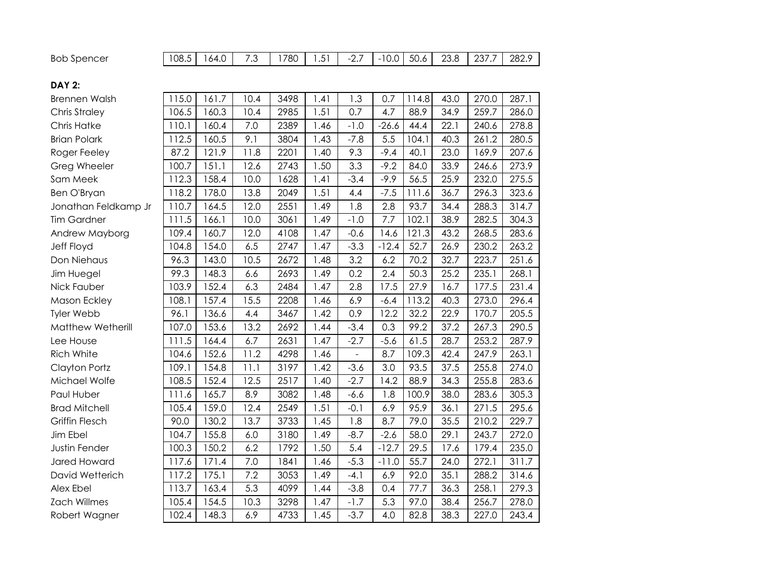| Name | | | | | | | | | | | |
|---|---|---|---|---|---|---|---|---|---|---|---|
| Bob Spencer | 108.5 | 164.0 | 7.3 | 1780 | 1.51 | -2.7 | -10.0 | 50.6 | 23.8 | 237.7 | 282.9 |

**DAY 2:**

| Name | | | | | | | | | | | |
|---|---|---|---|---|---|---|---|---|---|---|---|
| Brennen Walsh | 115.0 | 161.7 | 10.4 | 3498 | 1.41 | 1.3 | 0.7 | 114.8 | 43.0 | 270.0 | 287.1 |
| Chris Straley | 106.5 | 160.3 | 10.4 | 2985 | 1.51 | 0.7 | 4.7 | 88.9 | 34.9 | 259.7 | 286.0 |
| Chris Hatke | 110.1 | 160.4 | 7.0 | 2389 | 1.46 | -1.0 | -26.6 | 44.4 | 22.1 | 240.6 | 278.8 |
| Brian Polark | 112.5 | 160.5 | 9.1 | 3804 | 1.43 | -7.8 | 5.5 | 104.1 | 40.3 | 261.2 | 280.5 |
| Roger Feeley | 87.2 | 121.9 | 11.8 | 2201 | 1.40 | 9.3 | -9.4 | 40.1 | 23.0 | 169.9 | 207.6 |
| Greg Wheeler | 100.7 | 151.1 | 12.6 | 2743 | 1.50 | 3.3 | -9.2 | 84.0 | 33.9 | 246.6 | 273.9 |
| Sam Meek | 112.3 | 158.4 | 10.0 | 1628 | 1.41 | -3.4 | -9.9 | 56.5 | 25.9 | 232.0 | 275.5 |
| Ben O'Bryan | 118.2 | 178.0 | 13.8 | 2049 | 1.51 | 4.4 | -7.5 | 111.6 | 36.7 | 296.3 | 323.6 |
| Jonathan Feldkamp Jr | 110.7 | 164.5 | 12.0 | 2551 | 1.49 | 1.8 | 2.8 | 93.7 | 34.4 | 288.3 | 314.7 |
| Tim Gardner | 111.5 | 166.1 | 10.0 | 3061 | 1.49 | -1.0 | 7.7 | 102.1 | 38.9 | 282.5 | 304.3 |
| Andrew Mayborg | 109.4 | 160.7 | 12.0 | 4108 | 1.47 | -0.6 | 14.6 | 121.3 | 43.2 | 268.5 | 283.6 |
| Jeff Floyd | 104.8 | 154.0 | 6.5 | 2747 | 1.47 | -3.3 | -12.4 | 52.7 | 26.9 | 230.2 | 263.2 |
| Don Niehaus | 96.3 | 143.0 | 10.5 | 2672 | 1.48 | 3.2 | 6.2 | 70.2 | 32.7 | 223.7 | 251.6 |
| Jim Huegel | 99.3 | 148.3 | 6.6 | 2693 | 1.49 | 0.2 | 2.4 | 50.3 | 25.2 | 235.1 | 268.1 |
| Nick Fauber | 103.9 | 152.4 | 6.3 | 2484 | 1.47 | 2.8 | 17.5 | 27.9 | 16.7 | 177.5 | 231.4 |
| Mason Eckley | 108.1 | 157.4 | 15.5 | 2208 | 1.46 | 6.9 | -6.4 | 113.2 | 40.3 | 273.0 | 296.4 |
| Tyler Webb | 96.1 | 136.6 | 4.4 | 3467 | 1.42 | 0.9 | 12.2 | 32.2 | 22.9 | 170.7 | 205.5 |
| Matthew Wetherill | 107.0 | 153.6 | 13.2 | 2692 | 1.44 | -3.4 | 0.3 | 99.2 | 37.2 | 267.3 | 290.5 |
| Lee House | 111.5 | 164.4 | 6.7 | 2631 | 1.47 | -2.7 | -5.6 | 61.5 | 28.7 | 253.2 | 287.9 |
| Rich White | 104.6 | 152.6 | 11.2 | 4298 | 1.46 | - | 8.7 | 109.3 | 42.4 | 247.9 | 263.1 |
| Clayton Portz | 109.1 | 154.8 | 11.1 | 3197 | 1.42 | -3.6 | 3.0 | 93.5 | 37.5 | 255.8 | 274.0 |
| Michael Wolfe | 108.5 | 152.4 | 12.5 | 2517 | 1.40 | -2.7 | 14.2 | 88.9 | 34.3 | 255.8 | 283.6 |
| Paul Huber | 111.6 | 165.7 | 8.9 | 3082 | 1.48 | -6.6 | 1.8 | 100.9 | 38.0 | 283.6 | 305.3 |
| Brad Mitchell | 105.4 | 159.0 | 12.4 | 2549 | 1.51 | -0.1 | 6.9 | 95.9 | 36.1 | 271.5 | 295.6 |
| Griffin Flesch | 90.0 | 130.2 | 13.7 | 3733 | 1.45 | 1.8 | 8.7 | 79.0 | 35.5 | 210.2 | 229.7 |
| Jim Ebel | 104.7 | 155.8 | 6.0 | 3180 | 1.49 | -8.7 | -2.6 | 58.0 | 29.1 | 243.7 | 272.0 |
| Justin Fender | 100.3 | 150.2 | 6.2 | 1792 | 1.50 | 5.4 | -12.7 | 29.5 | 17.6 | 179.4 | 235.0 |
| Jared Howard | 117.6 | 171.4 | 7.0 | 1841 | 1.46 | -5.3 | -11.0 | 55.7 | 24.0 | 272.1 | 311.7 |
| David Wetterich | 117.2 | 175.1 | 7.2 | 3053 | 1.49 | -4.1 | 6.9 | 92.0 | 35.1 | 288.2 | 314.6 |
| Alex Ebel | 113.7 | 163.4 | 5.3 | 4099 | 1.44 | -3.8 | 0.4 | 77.7 | 36.3 | 258.1 | 279.3 |
| Zach Willmes | 105.4 | 154.5 | 10.3 | 3298 | 1.47 | -1.7 | 5.3 | 97.0 | 38.4 | 256.7 | 278.0 |
| Robert Wagner | 102.4 | 148.3 | 6.9 | 4733 | 1.45 | -3.7 | 4.0 | 82.8 | 38.3 | 227.0 | 243.4 |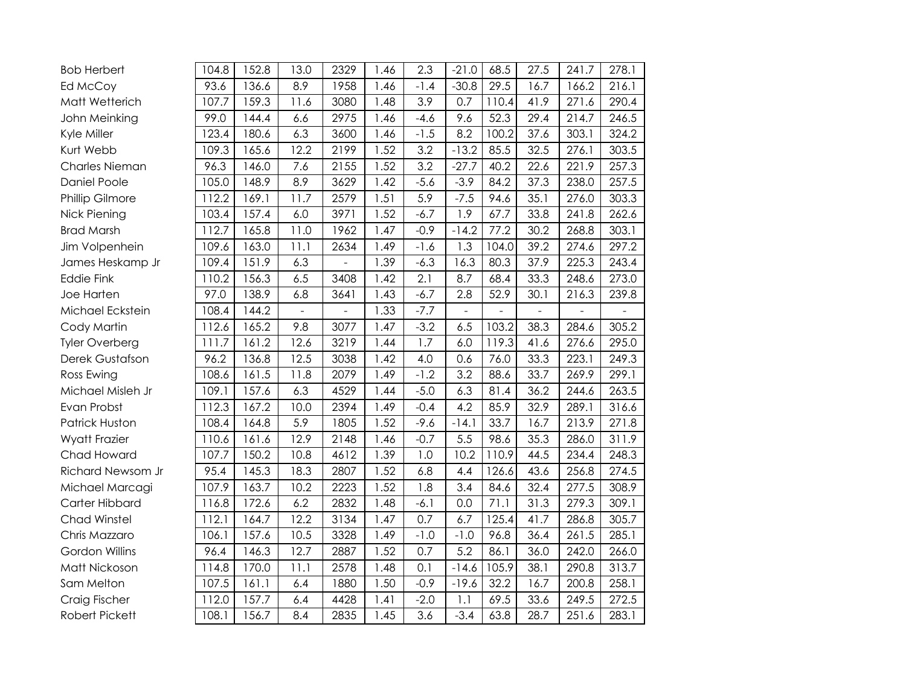| | | | | | | | | | | | |
|---|---|---|---|---|---|---|---|---|---|---|---|
| Bob Herbert | 104.8 | 152.8 | 13.0 | 2329 | 1.46 | 2.3 | -21.0 | 68.5 | 27.5 | 241.7 | 278.1 |
| Ed McCoy | 93.6 | 136.6 | 8.9 | 1958 | 1.46 | -1.4 | -30.8 | 29.5 | 16.7 | 166.2 | 216.1 |
| Matt Wetterich | 107.7 | 159.3 | 11.6 | 3080 | 1.48 | 3.9 | 0.7 | 110.4 | 41.9 | 271.6 | 290.4 |
| John Meinking | 99.0 | 144.4 | 6.6 | 2975 | 1.46 | -4.6 | 9.6 | 52.3 | 29.4 | 214.7 | 246.5 |
| Kyle Miller | 123.4 | 180.6 | 6.3 | 3600 | 1.46 | -1.5 | 8.2 | 100.2 | 37.6 | 303.1 | 324.2 |
| Kurt Webb | 109.3 | 165.6 | 12.2 | 2199 | 1.52 | 3.2 | -13.2 | 85.5 | 32.5 | 276.1 | 303.5 |
| Charles Nieman | 96.3 | 146.0 | 7.6 | 2155 | 1.52 | 3.2 | -27.7 | 40.2 | 22.6 | 221.9 | 257.3 |
| Daniel Poole | 105.0 | 148.9 | 8.9 | 3629 | 1.42 | -5.6 | -3.9 | 84.2 | 37.3 | 238.0 | 257.5 |
| Phillip Gilmore | 112.2 | 169.1 | 11.7 | 2579 | 1.51 | 5.9 | -7.5 | 94.6 | 35.1 | 276.0 | 303.3 |
| Nick Piening | 103.4 | 157.4 | 6.0 | 3971 | 1.52 | -6.7 | 1.9 | 67.7 | 33.8 | 241.8 | 262.6 |
| Brad Marsh | 112.7 | 165.8 | 11.0 | 1962 | 1.47 | -0.9 | -14.2 | 77.2 | 30.2 | 268.8 | 303.1 |
| Jim Volpenhein | 109.6 | 163.0 | 11.1 | 2634 | 1.49 | -1.6 | 1.3 | 104.0 | 39.2 | 274.6 | 297.2 |
| James Heskamp Jr | 109.4 | 151.9 | 6.3 | - | 1.39 | -6.3 | 16.3 | 80.3 | 37.9 | 225.3 | 243.4 |
| Eddie Fink | 110.2 | 156.3 | 6.5 | 3408 | 1.42 | 2.1 | 8.7 | 68.4 | 33.3 | 248.6 | 273.0 |
| Joe Harten | 97.0 | 138.9 | 6.8 | 3641 | 1.43 | -6.7 | 2.8 | 52.9 | 30.1 | 216.3 | 239.8 |
| Michael Eckstein | 108.4 | 144.2 | - | - | 1.33 | -7.7 | - | - | - | - | - |
| Cody Martin | 112.6 | 165.2 | 9.8 | 3077 | 1.47 | -3.2 | 6.5 | 103.2 | 38.3 | 284.6 | 305.2 |
| Tyler Overberg | 111.7 | 161.2 | 12.6 | 3219 | 1.44 | 1.7 | 6.0 | 119.3 | 41.6 | 276.6 | 295.0 |
| Derek Gustafson | 96.2 | 136.8 | 12.5 | 3038 | 1.42 | 4.0 | 0.6 | 76.0 | 33.3 | 223.1 | 249.3 |
| Ross Ewing | 108.6 | 161.5 | 11.8 | 2079 | 1.49 | -1.2 | 3.2 | 88.6 | 33.7 | 269.9 | 299.1 |
| Michael Misleh Jr | 109.1 | 157.6 | 6.3 | 4529 | 1.44 | -5.0 | 6.3 | 81.4 | 36.2 | 244.6 | 263.5 |
| Evan Probst | 112.3 | 167.2 | 10.0 | 2394 | 1.49 | -0.4 | 4.2 | 85.9 | 32.9 | 289.1 | 316.6 |
| Patrick Huston | 108.4 | 164.8 | 5.9 | 1805 | 1.52 | -9.6 | -14.1 | 33.7 | 16.7 | 213.9 | 271.8 |
| Wyatt Frazier | 110.6 | 161.6 | 12.9 | 2148 | 1.46 | -0.7 | 5.5 | 98.6 | 35.3 | 286.0 | 311.9 |
| Chad Howard | 107.7 | 150.2 | 10.8 | 4612 | 1.39 | 1.0 | 10.2 | 110.9 | 44.5 | 234.4 | 248.3 |
| Richard Newsom Jr | 95.4 | 145.3 | 18.3 | 2807 | 1.52 | 6.8 | 4.4 | 126.6 | 43.6 | 256.8 | 274.5 |
| Michael Marcagi | 107.9 | 163.7 | 10.2 | 2223 | 1.52 | 1.8 | 3.4 | 84.6 | 32.4 | 277.5 | 308.9 |
| Carter Hibbard | 116.8 | 172.6 | 6.2 | 2832 | 1.48 | -6.1 | 0.0 | 71.1 | 31.3 | 279.3 | 309.1 |
| Chad Winstel | 112.1 | 164.7 | 12.2 | 3134 | 1.47 | 0.7 | 6.7 | 125.4 | 41.7 | 286.8 | 305.7 |
| Chris Mazzaro | 106.1 | 157.6 | 10.5 | 3328 | 1.49 | -1.0 | -1.0 | 96.8 | 36.4 | 261.5 | 285.1 |
| Gordon Willins | 96.4 | 146.3 | 12.7 | 2887 | 1.52 | 0.7 | 5.2 | 86.1 | 36.0 | 242.0 | 266.0 |
| Matt Nickoson | 114.8 | 170.0 | 11.1 | 2578 | 1.48 | 0.1 | -14.6 | 105.9 | 38.1 | 290.8 | 313.7 |
| Sam Melton | 107.5 | 161.1 | 6.4 | 1880 | 1.50 | -0.9 | -19.6 | 32.2 | 16.7 | 200.8 | 258.1 |
| Craig Fischer | 112.0 | 157.7 | 6.4 | 4428 | 1.41 | -2.0 | 1.1 | 69.5 | 33.6 | 249.5 | 272.5 |
| Robert Pickett | 108.1 | 156.7 | 8.4 | 2835 | 1.45 | 3.6 | -3.4 | 63.8 | 28.7 | 251.6 | 283.1 |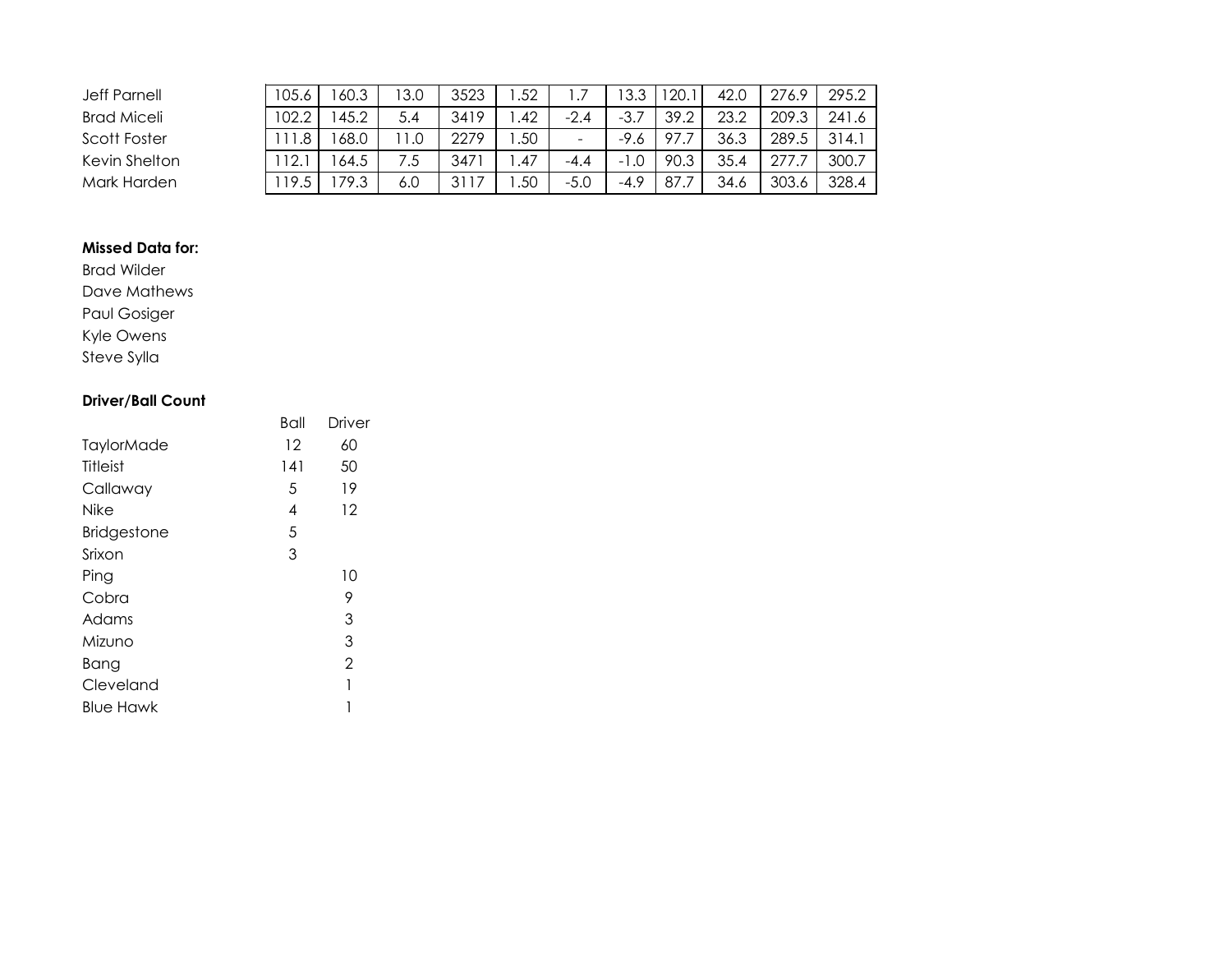| | | | | | | | | | | | |
|---|---|---|---|---|---|---|---|---|---|---|---|
| Jeff Parnell | 105.6 | 160.3 | 13.0 | 3523 | 1.52 | 1.7 | 13.3 | 120.1 | 42.0 | 276.9 | 295.2 |
| Brad Miceli | 102.2 | 145.2 | 5.4 | 3419 | 1.42 | -2.4 | -3.7 | 39.2 | 23.2 | 209.3 | 241.6 |
| Scott Foster | 111.8 | 168.0 | 11.0 | 2279 | 1.50 | - | -9.6 | 97.7 | 36.3 | 289.5 | 314.1 |
| Kevin Shelton | 112.1 | 164.5 | 7.5 | 3471 | 1.47 | -4.4 | -1.0 | 90.3 | 35.4 | 277.7 | 300.7 |
| Mark Harden | 119.5 | 179.3 | 6.0 | 3117 | 1.50 | -5.0 | -4.9 | 87.7 | 34.6 | 303.6 | 328.4 |

**Missed Data for:**

Brad Wilder
Dave Mathews
Paul Gosiger
Kyle Owens
Steve Sylla

**Driver/Ball Count**

| | Ball | Driver |
|---|---|---|
| TaylorMade | 12 | 60 |
| Titleist | 141 | 50 |
| Callaway | 5 | 19 |
| Nike | 4 | 12 |
| Bridgestone | 5 | |
| Srixon | 3 | |
| Ping | | 10 |
| Cobra | | 9 |
| Adams | | 3 |
| Mizuno | | 3 |
| Bang | | 2 |
| Cleveland | | 1 |
| Blue Hawk | | 1 |